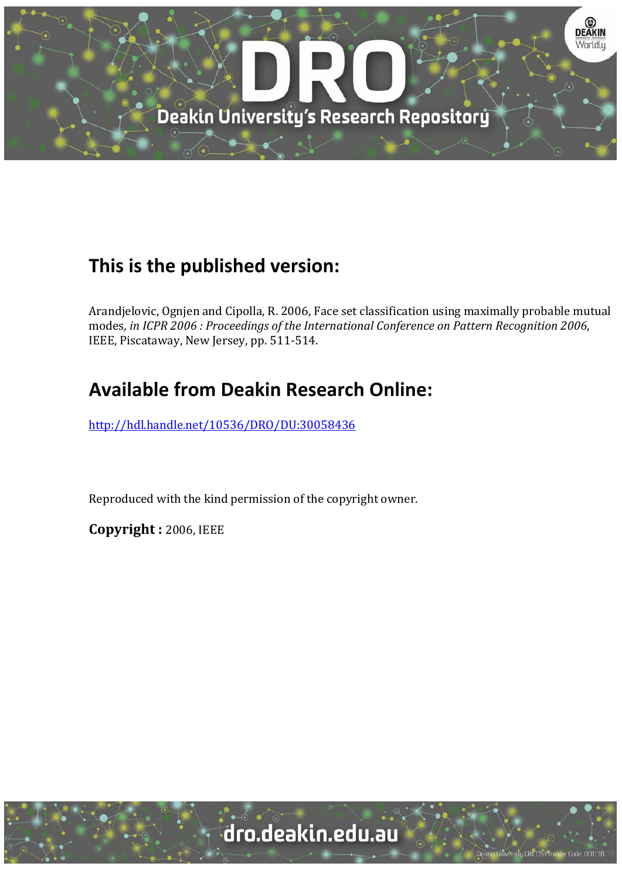## This is the published version:

Arandjelovic, Ognjen and Cipolla, R. 2006, Face set classification using maximally probable mutual modes*, in ICPR 2006 : Proceedings of the International Conference on Pattern Recognition 2006*, IEEE, Piscataway, New Jersey, pp. 511-514.

## Available from Deakin Research Online:

http://hdl.handle.net/10536/DRO/DU:30058436

Reproduced with the kind permission of the copyright owner.

**Copyright :** 2006, IEEE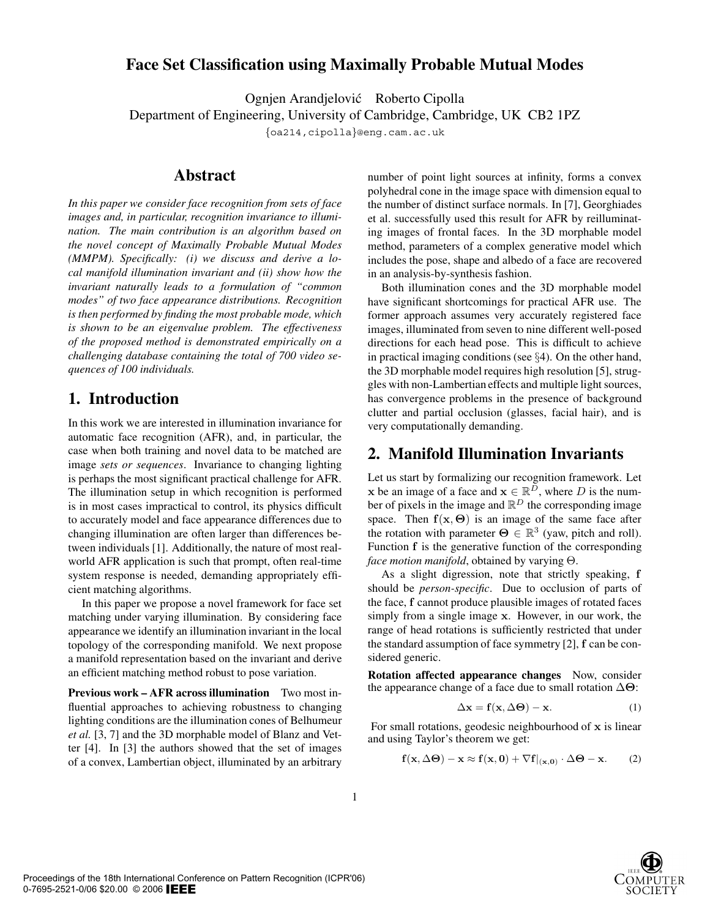# Face Set Classification using Maximally Probable Mutual Modes

Ognjen Arandjelović Roberto Cipolla

Department of Engineering, University of Cambridge, Cambridge, UK CB2 1PZ

{oa214,cipolla}@eng.cam.ac.uk

## Abstract

*In this paper we consider face recognition from sets of face images and, in particular, recognition invariance to illumination. The main contribution is an algorithm based on the novel concept of Maximally Probable Mutual Modes (MMPM). Specifically: (i) we discuss and derive a local manifold illumination invariant and (ii) show how the invariant naturally leads to a formulation of "common modes" of two face appearance distributions. Recognition is then performed by finding the most probable mode, which is shown to be an eigenvalue problem. The effectiveness of the proposed method is demonstrated empirically on a challenging database containing the total of 700 video sequences of 100 individuals.*

## 1. Introduction

In this work we are interested in illumination invariance for automatic face recognition (AFR), and, in particular, the case when both training and novel data to be matched are image *sets or sequences*. Invariance to changing lighting is perhaps the most significant practical challenge for AFR. The illumination setup in which recognition is performed is in most cases impractical to control, its physics difficult to accurately model and face appearance differences due to changing illumination are often larger than differences between individuals [1]. Additionally, the nature of most real-world AFR application is such that prompt, often real-time system response is needed, demanding appropriately efficient matching algorithms.

In this paper we propose a novel framework for face set matching under varying illumination. By considering face appearance we identify an illumination invariant in the local topology of the corresponding manifold. We next propose a manifold representation based on the invariant and derive an efficient matching method robust to pose variation.

**Previous work – AFR across illumination** Two most influential approaches to achieving robustness to changing lighting conditions are the illumination cones of Belhumeur *et al.* [3, 7] and the 3D morphable model of Blanz and Vetter [4]. In [3] the authors showed that the set of images of a convex, Lambertian object, illuminated by an arbitrary number of point light sources at infinity, forms a convex polyhedral cone in the image space with dimension equal to the number of distinct surface normals. In [7], Georghiades et al. successfully used this result for AFR by reilluminating images of frontal faces. In the 3D morphable model method, parameters of a complex generative model which includes the pose, shape and albedo of a face are recovered in an analysis-by-synthesis fashion.

Both illumination cones and the 3D morphable model have significant shortcomings for practical AFR use. The former approach assumes very accurately registered face images, illuminated from seven to nine different well-posed directions for each head pose. This is difficult to achieve in practical imaging conditions (see §4). On the other hand, the 3D morphable model requires high resolution [5], struggles with non-Lambertian effects and multiple light sources, has convergence problems in the presence of background clutter and partial occlusion (glasses, facial hair), and is very computationally demanding.

## 2. Manifold Illumination Invariants

Let us start by formalizing our recognition framework. Let $\mathbf{x}$ be an image of a face and $\mathbf{x} \in \mathbb{R}^D$, where $D$ is the number of pixels in the image and $\mathbb{R}^D$ the corresponding image space. Then $\mathbf{f}(\mathbf{x}, \mathbf{\Theta})$ is an image of the same face after the rotation with parameter $\mathbf{\Theta} \in \mathbb{R}^3$ (yaw, pitch and roll). Function $\mathbf{f}$ is the generative function of the corresponding *face motion manifold*, obtained by varying $\Theta$.

As a slight digression, note that strictly speaking, $\mathbf{f}$ should be *person-specific*. Due to occlusion of parts of the face, $\mathbf{f}$ cannot produce plausible images of rotated faces simply from a single image $\mathbf{x}$. However, in our work, the range of head rotations is sufficiently restricted that under the standard assumption of face symmetry [2], $\mathbf{f}$ can be considered generic.

**Rotation affected appearance changes** Now, consider the appearance change of a face due to small rotation $\Delta\mathbf{\Theta}$:

$$\Delta \mathbf{x} = \mathbf{f}(\mathbf{x}, \Delta\mathbf{\Theta}) - \mathbf{x}. \tag{1}$$

For small rotations, geodesic neighbourhood of $\mathbf{x}$ is linear and using Taylor's theorem we get:

$$\mathbf{f}(\mathbf{x}, \Delta\mathbf{\Theta}) - \mathbf{x} \approx \mathbf{f}(\mathbf{x}, \mathbf{0}) + \nabla \mathbf{f}|_{(\mathbf{x},\mathbf{0})} \cdot \Delta\mathbf{\Theta} - \mathbf{x}. \tag{2}$$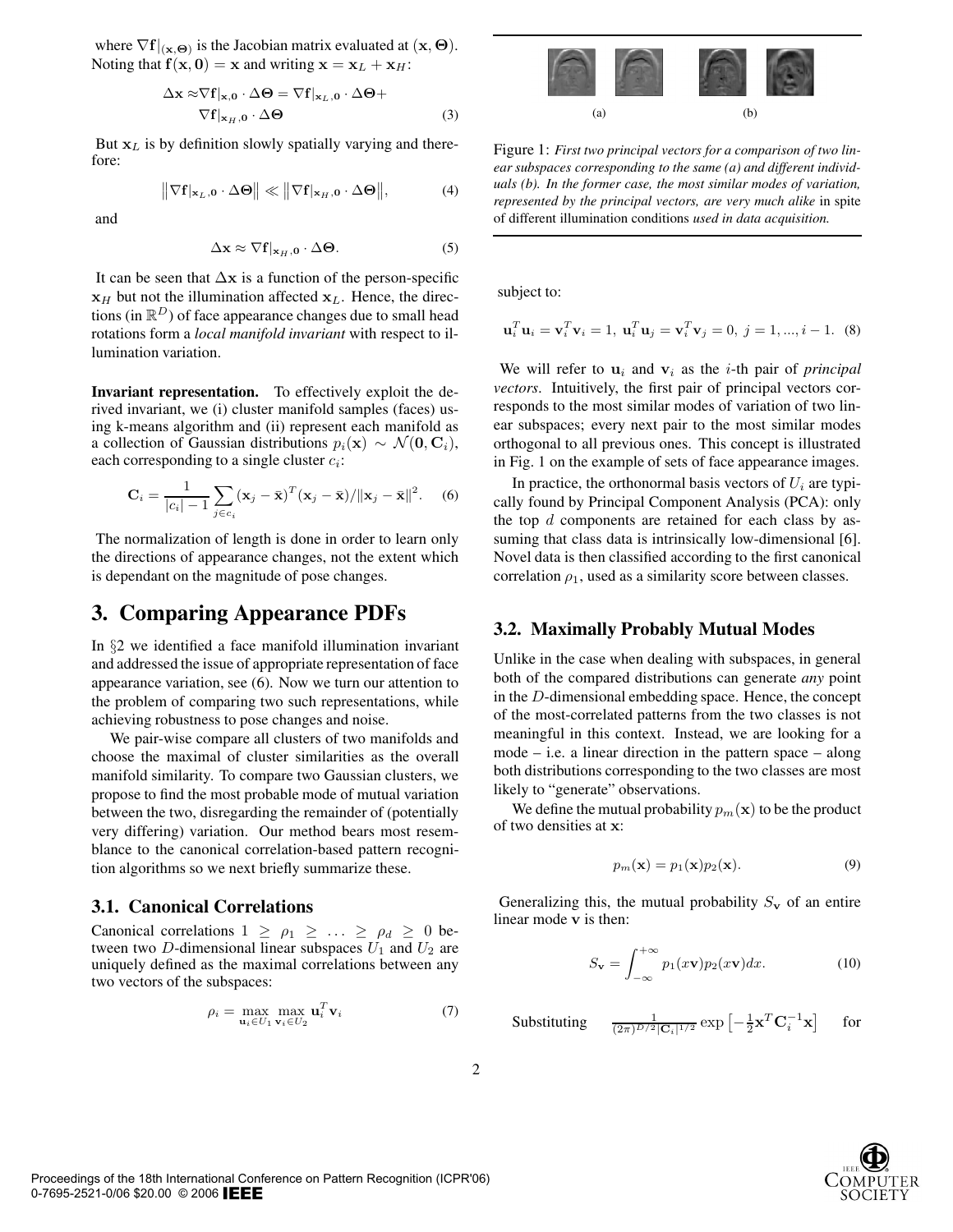where $\nabla \mathbf{f}|_{(\mathbf{x},\mathbf{\Theta})}$ is the Jacobian matrix evaluated at $(\mathbf{x}, \mathbf{\Theta})$. Noting that $\mathbf{f}(\mathbf{x}, \mathbf{0}) = \mathbf{x}$ and writing $\mathbf{x} = \mathbf{x}_L + \mathbf{x}_H$:

$$\Delta \mathbf{x} \approx \nabla \mathbf{f}|_{\mathbf{x},\mathbf{0}} \cdot \Delta \mathbf{\Theta} = \nabla \mathbf{f}|_{\mathbf{x}_L,\mathbf{0}} \cdot \Delta \mathbf{\Theta} + \nabla \mathbf{f}|_{\mathbf{x}_H,\mathbf{0}} \cdot \Delta \mathbf{\Theta} \tag{3}$$

But $\mathbf{x}_L$ is by definition slowly spatially varying and therefore:

$$\left\| \nabla \mathbf{f}|_{\mathbf{x}_L,\mathbf{0}} \cdot \Delta \mathbf{\Theta} \right\| \ll \left\| \nabla \mathbf{f}|_{\mathbf{x}_H,\mathbf{0}} \cdot \Delta \mathbf{\Theta} \right\|, \tag{4}$$

and

$$\Delta \mathbf{x} \approx \nabla \mathbf{f}|_{\mathbf{x}_H,\mathbf{0}} \cdot \Delta \mathbf{\Theta}. \tag{5}$$

It can be seen that $\Delta \mathbf{x}$ is a function of the person-specific $\mathbf{x}_H$ but not the illumination affected $\mathbf{x}_L$. Hence, the directions (in $\mathbb{R}^D$) of face appearance changes due to small head rotations form a *local manifold invariant* with respect to illumination variation.

**Invariant representation.** To effectively exploit the derived invariant, we (i) cluster manifold samples (faces) using k-means algorithm and (ii) represent each manifold as a collection of Gaussian distributions $p_i(\mathbf{x}) \sim \mathcal{N}(\mathbf{0}, \mathbf{C}_i)$, each corresponding to a single cluster $c_i$:

$$\mathbf{C}_i = \frac{1}{|c_i| - 1} \sum_{j \in c_i} (\mathbf{x}_j - \bar{\mathbf{x}})^T (\mathbf{x}_j - \bar{\mathbf{x}}) / \|\mathbf{x}_j - \bar{\mathbf{x}}\|^2. \tag{6}$$

The normalization of length is done in order to learn only the directions of appearance changes, not the extent which is dependant on the magnitude of pose changes.

## 3. Comparing Appearance PDFs

In §2 we identified a face manifold illumination invariant and addressed the issue of appropriate representation of face appearance variation, see (6). Now we turn our attention to the problem of comparing two such representations, while achieving robustness to pose changes and noise.

We pair-wise compare all clusters of two manifolds and choose the maximal of cluster similarities as the overall manifold similarity. To compare two Gaussian clusters, we propose to find the most probable mode of mutual variation between the two, disregarding the remainder of (potentially very differing) variation. Our method bears most resemblance to the canonical correlation-based pattern recognition algorithms so we next briefly summarize these.

### 3.1. Canonical Correlations

Canonical correlations $1 \geq \rho_1 \geq \ldots \geq \rho_d \geq 0$ between two $D$-dimensional linear subspaces $U_1$ and $U_2$ are uniquely defined as the maximal correlations between any two vectors of the subspaces:

$$\rho_i = \max_{\mathbf{u}_i \in U_1} \max_{\mathbf{v}_i \in U_2} \mathbf{u}_i^T \mathbf{v}_i \tag{7}$$

(a) (b)

Figure 1: *First two principal vectors for a comparison of two linear subspaces corresponding to the same (a) and different individuals (b). In the former case, the most similar modes of variation, represented by the principal vectors, are very much alike* in spite of different illumination conditions *used in data acquisition.*

subject to:

$$\mathbf{u}_i^T \mathbf{u}_i = \mathbf{v}_i^T \mathbf{v}_i = 1, \; \mathbf{u}_i^T \mathbf{u}_j = \mathbf{v}_i^T \mathbf{v}_j = 0, \; j = 1, ..., i-1. \tag{8}$$

We will refer to $\mathbf{u}_i$ and $\mathbf{v}_i$ as the $i$-th pair of *principal vectors*. Intuitively, the first pair of principal vectors corresponds to the most similar modes of variation of two linear subspaces; every next pair to the most similar modes orthogonal to all previous ones. This concept is illustrated in Fig. 1 on the example of sets of face appearance images.

In practice, the orthonormal basis vectors of $U_i$ are typically found by Principal Component Analysis (PCA): only the top $d$ components are retained for each class by assuming that class data is intrinsically low-dimensional [6]. Novel data is then classified according to the first canonical correlation $\rho_1$, used as a similarity score between classes.

### 3.2. Maximally Probably Mutual Modes

Unlike in the case when dealing with subspaces, in general both of the compared distributions can generate *any* point in the $D$-dimensional embedding space. Hence, the concept of the most-correlated patterns from the two classes is not meaningful in this context. Instead, we are looking for a mode – i.e. a linear direction in the pattern space – along both distributions corresponding to the two classes are most likely to "generate" observations.

We define the mutual probability $p_m(\mathbf{x})$ to be the product of two densities at $\mathbf{x}$:

$$p_m(\mathbf{x}) = p_1(\mathbf{x}) p_2(\mathbf{x}). \tag{9}$$

Generalizing this, the mutual probability $S_\mathbf{v}$ of an entire linear mode $\mathbf{v}$ is then:

$$S_\mathbf{v} = \int_{-\infty}^{+\infty} p_1(x\mathbf{v}) p_2(x\mathbf{v}) dx. \tag{10}$$

Substituting $\frac{1}{(2\pi)^{D/2} |\mathbf{C}_i|^{1/2}} \exp\left[-\frac{1}{2}\mathbf{x}^T \mathbf{C}_i^{-1} \mathbf{x}\right]$ for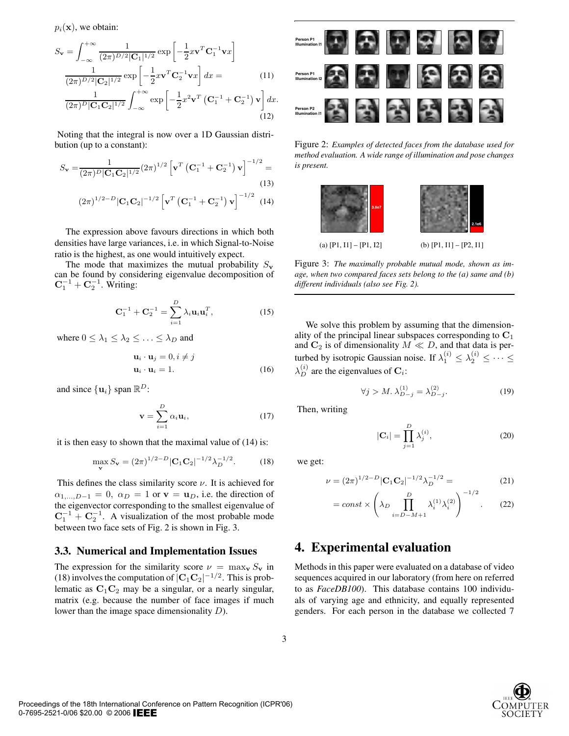$p_i(\mathbf{x})$, we obtain:

$$S_{\mathbf{v}} = \int_{-\infty}^{+\infty} \frac{1}{(2\pi)^{D/2}|\mathbf{C}_1|^{1/2}} \exp\left[-\frac{1}{2}x\mathbf{v}^T\mathbf{C}_1^{-1}\mathbf{v}x\right]$$
$$\frac{1}{(2\pi)^{D/2}|\mathbf{C}_2|^{1/2}} \exp\left[-\frac{1}{2}x\mathbf{v}^T\mathbf{C}_2^{-1}\mathbf{v}x\right] dx = \tag{11}$$
$$\frac{1}{(2\pi)^{D}|\mathbf{C}_1\mathbf{C}_2|^{1/2}} \int_{-\infty}^{+\infty} \exp\left[-\frac{1}{2}x^2\mathbf{v}^T\left(\mathbf{C}_1^{-1}+\mathbf{C}_2^{-1}\right)\mathbf{v}\right] dx. \tag{12}$$

Noting that the integral is now over a 1D Gaussian distribution (up to a constant):

$$S_{\mathbf{v}} = \frac{1}{(2\pi)^{D}|\mathbf{C}_1\mathbf{C}_2|^{1/2}}(2\pi)^{1/2}\left[\mathbf{v}^T\left(\mathbf{C}_1^{-1}+\mathbf{C}_2^{-1}\right)\mathbf{v}\right]^{-1/2} = \tag{13}$$
$$(2\pi)^{1/2-D}|\mathbf{C}_1\mathbf{C}_2|^{-1/2}\left[\mathbf{v}^T\left(\mathbf{C}_1^{-1}+\mathbf{C}_2^{-1}\right)\mathbf{v}\right]^{-1/2} \tag{14}$$

The expression above favours directions in which both densities have large variances, i.e. in which Signal-to-Noise ratio is the highest, as one would intuitively expect.

The mode that maximizes the mutual probability $S_{\mathbf{v}}$ can be found by considering eigenvalue decomposition of $\mathbf{C}_1^{-1}+\mathbf{C}_2^{-1}$. Writing:

$$\mathbf{C}_1^{-1}+\mathbf{C}_2^{-1} = \sum_{i=1}^{D}\lambda_i\mathbf{u}_i\mathbf{u}_i^T, \tag{15}$$

where $0 \leq \lambda_1 \leq \lambda_2 \leq \ldots \leq \lambda_D$ and

$$\mathbf{u}_i \cdot \mathbf{u}_j = 0, i \neq j$$
$$\mathbf{u}_i \cdot \mathbf{u}_i = 1. \tag{16}$$

and since $\{\mathbf{u}_i\}$ span $\mathbb{R}^D$:

$$\mathbf{v} = \sum_{i=1}^{D}\alpha_i\mathbf{u}_i, \tag{17}$$

it is then easy to shown that the maximal value of (14) is:

$$\max_{\mathbf{v}} S_{\mathbf{v}} = (2\pi)^{1/2-D}|\mathbf{C}_1\mathbf{C}_2|^{-1/2}\lambda_D^{-1/2}. \tag{18}$$

This defines the class similarity score $\nu$. It is achieved for $\alpha_{1,\ldots,D-1} = 0$, $\alpha_D = 1$ or $\mathbf{v} = \mathbf{u}_D$, i.e. the direction of the eigenvector corresponding to the smallest eigenvalue of $\mathbf{C}_1^{-1}+\mathbf{C}_2^{-1}$. A visualization of the most probable mode between two face sets of Fig. 2 is shown in Fig. 3.

### 3.3. Numerical and Implementation Issues

The expression for the similarity score $\nu = \max_{\mathbf{v}} S_{\mathbf{v}}$ in (18) involves the computation of $|\mathbf{C}_1\mathbf{C}_2|^{-1/2}$. This is problematic as $\mathbf{C}_1\mathbf{C}_2$ may be a singular, or a nearly singular, matrix (e.g. because the number of face images if much lower than the image space dimensionality $D$).

Figure 2: *Examples of detected faces from the database used for method evaluation. A wide range of illumination and pose changes is present.*

(a) [P1, I1] – [P1, I2] (b) [P1, I1] – [P2, I1]

Figure 3: *The maximally probable mutual mode, shown as image, when two compared faces sets belong to the (a) same and (b) different individuals (also see Fig. 2).*

We solve this problem by assuming that the dimensionality of the principal linear subspaces corresponding to $\mathbf{C}_1$ and $\mathbf{C}_2$ is of dimensionality $M \ll D$, and that data is perturbed by isotropic Gaussian noise. If $\lambda_1^{(i)} \leq \lambda_2^{(i)} \leq \cdots \leq \lambda_D^{(i)}$ are the eigenvalues of $\mathbf{C}_i$:

$$\forall j > M.\ \lambda_{D-j}^{(1)} = \lambda_{D-j}^{(2)}. \tag{19}$$

Then, writing

$$|\mathbf{C}_i| = \prod_{j=1}^{D}\lambda_j^{(i)}, \tag{20}$$

we get:

$$\nu = (2\pi)^{1/2-D}|\mathbf{C}_1\mathbf{C}_2|^{-1/2}\lambda_D^{-1/2} = \tag{21}$$
$$= const \times \left(\lambda_D\prod_{i=D-M+1}^{D}\lambda_i^{(1)}\lambda_i^{(2)}\right)^{-1/2}. \tag{22}$$

## 4. Experimental evaluation

Methods in this paper were evaluated on a database of video sequences acquired in our laboratory (from here on referred to as *FaceDB100*). This database contains 100 individuals of varying age and ethnicity, and equally represented genders. For each person in the database we collected 7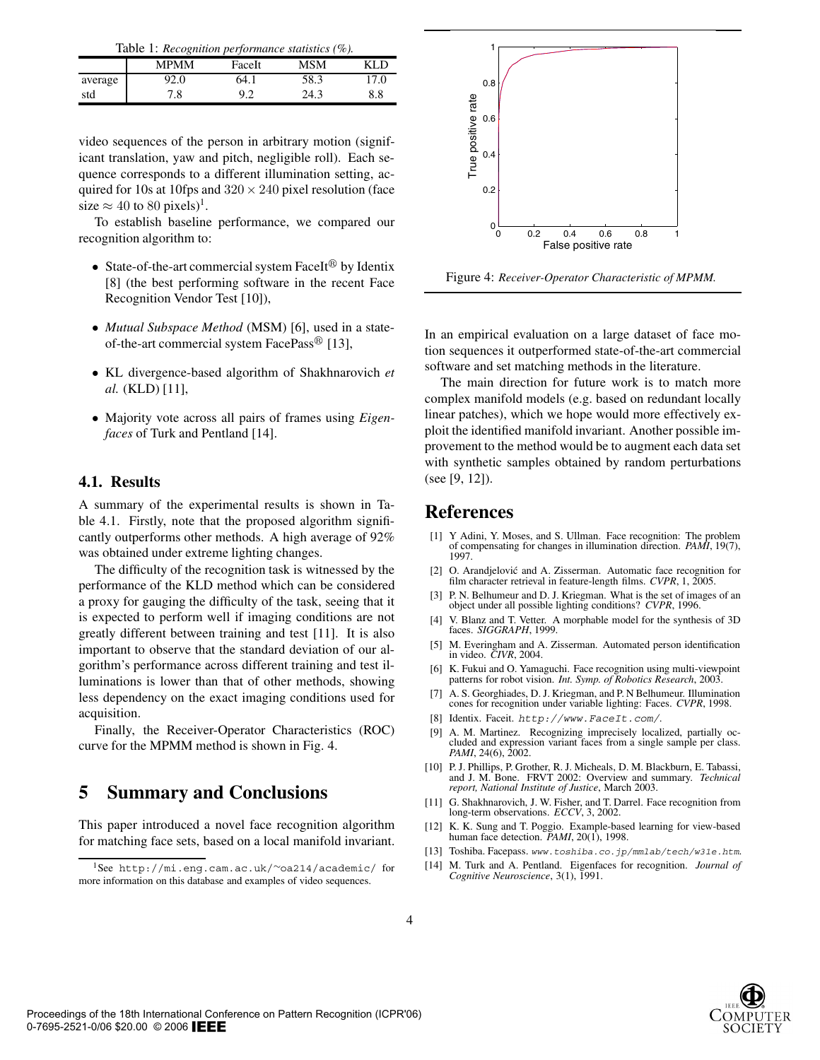Table 1: *Recognition performance statistics (%).*

| | MPMM | FaceIt | MSM | KLD |
|---|---|---|---|---|
| average | 92.0 | 64.1 | 58.3 | 17.0 |
| std | 7.8 | 9.2 | 24.3 | 8.8 |

video sequences of the person in arbitrary motion (significant translation, yaw and pitch, negligible roll). Each sequence corresponds to a different illumination setting, acquired for 10s at 10fps and $320 \times 240$ pixel resolution (face size $\approx 40$ to $80$ pixels)[1].

To establish baseline performance, we compared our recognition algorithm to:

- State-of-the-art commercial system FaceIt® by Identix [8] (the best performing software in the recent Face Recognition Vendor Test [10]),
- *Mutual Subspace Method* (MSM) [6], used in a state-of-the-art commercial system FacePass® [13],
- KL divergence-based algorithm of Shakhnarovich *et al.* (KLD) [11],
- Majority vote across all pairs of frames using *Eigenfaces* of Turk and Pentland [14].

### 4.1. Results

A summary of the experimental results is shown in Table 4.1. Firstly, note that the proposed algorithm significantly outperforms other methods. A high average of 92% was obtained under extreme lighting changes.

The difficulty of the recognition task is witnessed by the performance of the KLD method which can be considered a proxy for gauging the difficulty of the task, seeing that it is expected to perform well if imaging conditions are not greatly different between training and test [11]. It is also important to observe that the standard deviation of our algorithm's performance across different training and test illuminations is lower than that of other methods, showing less dependency on the exact imaging conditions used for acquisition.

Finally, the Receiver-Operator Characteristics (ROC) curve for the MPMM method is shown in Fig. 4.

1
0.8
0.6
0.4
0.2
0
True positive rate
0
0.2
0.4
0.6
0.8
1
False positive rate

Figure 4: *Receiver-Operator Characteristic of MPMM.*

## 5 Summary and Conclusions

This paper introduced a novel face recognition algorithm for matching face sets, based on a local manifold invariant. In an empirical evaluation on a large dataset of face motion sequences it outperformed state-of-the-art commercial software and set matching methods in the literature.

The main direction for future work is to match more complex manifold models (e.g. based on redundant locally linear patches), which we hope would more effectively exploit the identified manifold invariant. Another possible improvement to the method would be to augment each data set with synthetic samples obtained by random perturbations (see [9, 12]).

[1] See `http://mi.eng.cam.ac.uk/~oa214/academic/` for more information on this database and examples of video sequences.

## References

[1] Y Adini, Y. Moses, and S. Ullman. Face recognition: The problem of compensating for changes in illumination direction. *PAMI*, 19(7), 1997.

[2] O. Arandjelović and A. Zisserman. Automatic face recognition for film character retrieval in feature-length films. *CVPR*, 1, 2005.

[3] P. N. Belhumeur and D. J. Kriegman. What is the set of images of an object under all possible lighting conditions? *CVPR*, 1996.

[4] V. Blanz and T. Vetter. A morphable model for the synthesis of 3D faces. *SIGGRAPH*, 1999.

[5] M. Everingham and A. Zisserman. Automated person identification in video. *CIVR*, 2004.

[6] K. Fukui and O. Yamaguchi. Face recognition using multi-viewpoint patterns for robot vision. *Int. Symp. of Robotics Research*, 2003.

[7] A. S. Georghiades, D. J. Kriegman, and P. N Belhumeur. Illumination cones for recognition under variable lighting: Faces. *CVPR*, 1998.

[8] Identix. Faceit. `http://www.FaceIt.com/`.

[9] A. M. Martinez. Recognizing imprecisely localized, partially occluded and expression variant faces from a single sample per class. *PAMI*, 24(6), 2002.

[10] P. J. Phillips, P. Grother, R. J. Micheals, D. M. Blackburn, E. Tabassi, and J. M. Bone. FRVT 2002: Overview and summary. *Technical report, National Institute of Justice*, March 2003.

[11] G. Shakhnarovich, J. W. Fisher, and T. Darrel. Face recognition from long-term observations. *ECCV*, 3, 2002.

[12] K. K. Sung and T. Poggio. Example-based learning for view-based human face detection. *PAMI*, 20(1), 1998.

[13] Toshiba. Facepass. *www.toshiba.co.jp/mmlab/tech/w31e.htm*.

[14] M. Turk and A. Pentland. Eigenfaces for recognition. *Journal of Cognitive Neuroscience*, 3(1), 1991.